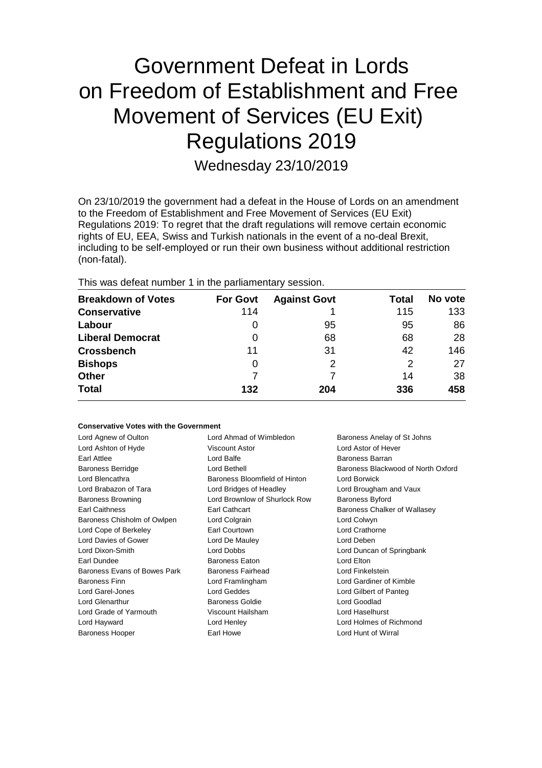# Government Defeat in Lords on Freedom of Establishment and Free Movement of Services (EU Exit) Regulations 2019

Wednesday 23/10/2019

On 23/10/2019 the government had a defeat in the House of Lords on an amendment to the Freedom of Establishment and Free Movement of Services (EU Exit) Regulations 2019: To regret that the draft regulations will remove certain economic rights of EU, EEA, Swiss and Turkish nationals in the event of a no-deal Brexit, including to be self-employed or run their own business without additional restriction (non-fatal).

This was defeat number 1 in the parliamentary session.

| Breakdown of Votes | For Govt | Against Govt | Total | No vote |
|---|---|---|---|---|
| **Conservative** | 114 | 1 | 115 | 133 |
| **Labour** | 0 | 95 | 95 | 86 |
| **Liberal Democrat** | 0 | 68 | 68 | 28 |
| **Crossbench** | 11 | 31 | 42 | 146 |
| **Bishops** | 0 | 2 | 2 | 27 |
| **Other** | 7 | 7 | 14 | 38 |
| **Total** | **132** | **204** | **336** | **458** |

**Conservative Votes with the Government**

| | | |
|---|---|---|
| Lord Agnew of Oulton | Lord Ahmad of Wimbledon | Baroness Anelay of St Johns |
| Lord Ashton of Hyde | Viscount Astor | Lord Astor of Hever |
| Earl Attlee | Lord Balfe | Baroness Barran |
| Baroness Berridge | Lord Bethell | Baroness Blackwood of North Oxford |
| Lord Blencathra | Baroness Bloomfield of Hinton | Lord Borwick |
| Lord Brabazon of Tara | Lord Bridges of Headley | Lord Brougham and Vaux |
| Baroness Browning | Lord Brownlow of Shurlock Row | Baroness Byford |
| Earl Caithness | Earl Cathcart | Baroness Chalker of Wallasey |
| Baroness Chisholm of Owlpen | Lord Colgrain | Lord Colwyn |
| Lord Cope of Berkeley | Earl Courtown | Lord Crathorne |
| Lord Davies of Gower | Lord De Mauley | Lord Deben |
| Lord Dixon-Smith | Lord Dobbs | Lord Duncan of Springbank |
| Earl Dundee | Baroness Eaton | Lord Elton |
| Baroness Evans of Bowes Park | Baroness Fairhead | Lord Finkelstein |
| Baroness Finn | Lord Framlingham | Lord Gardiner of Kimble |
| Lord Garel-Jones | Lord Geddes | Lord Gilbert of Panteg |
| Lord Glenarthur | Baroness Goldie | Lord Goodlad |
| Lord Grade of Yarmouth | Viscount Hailsham | Lord Haselhurst |
| Lord Hayward | Lord Henley | Lord Holmes of Richmond |
| Baroness Hooper | Earl Howe | Lord Hunt of Wirral |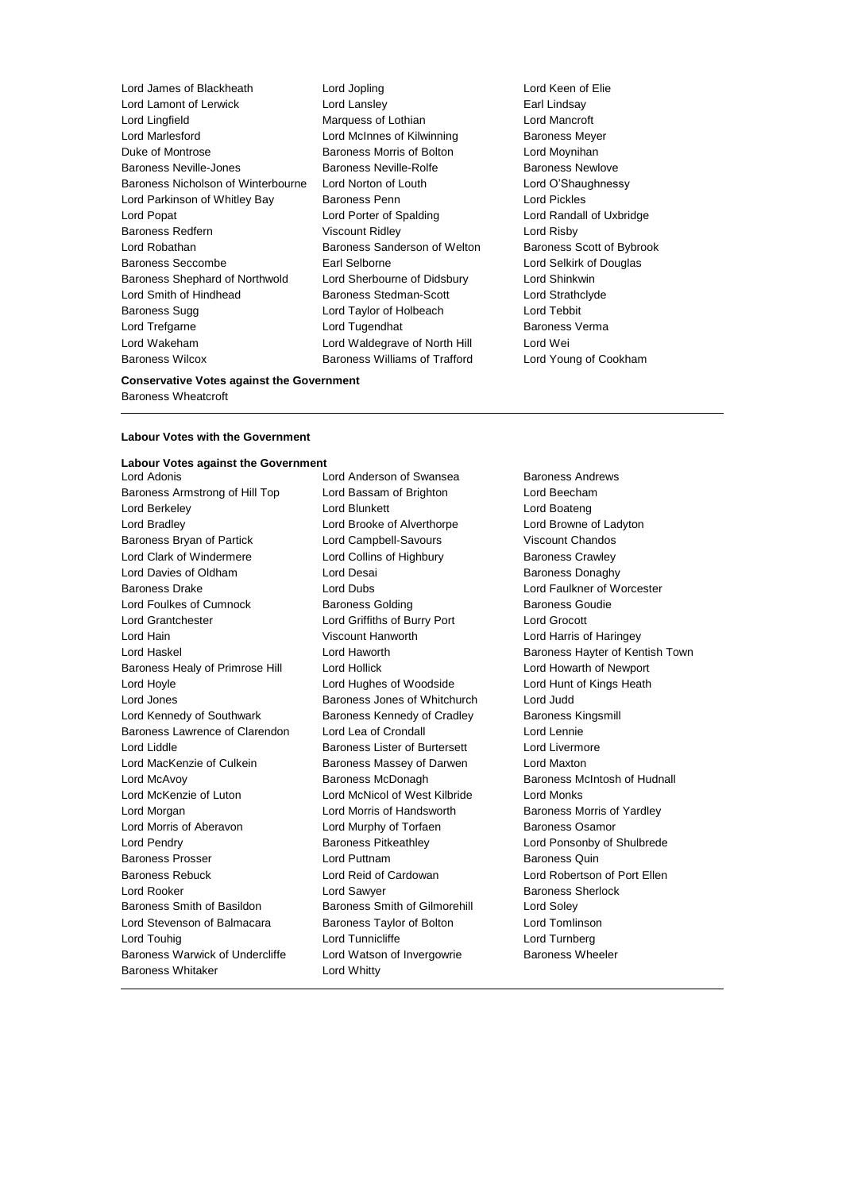Lord James of Blackheath
Lord Jopling
Lord Keen of Elie
Lord Lamont of Lerwick
Lord Lansley
Earl Lindsay
Lord Lingfield
Marquess of Lothian
Lord Mancroft
Lord Marlesford
Lord McInnes of Kilwinning
Baroness Meyer
Duke of Montrose
Baroness Morris of Bolton
Lord Moynihan
Baroness Neville-Jones
Baroness Neville-Rolfe
Baroness Newlove
Baroness Nicholson of Winterbourne
Lord Norton of Louth
Lord O'Shaughnessy
Lord Parkinson of Whitley Bay
Baroness Penn
Lord Pickles
Lord Popat
Lord Porter of Spalding
Lord Randall of Uxbridge
Baroness Redfern
Viscount Ridley
Lord Risby
Lord Robathan
Baroness Sanderson of Welton
Baroness Scott of Bybrook
Baroness Seccombe
Earl Selborne
Lord Selkirk of Douglas
Baroness Shephard of Northwold
Lord Sherbourne of Didsbury
Lord Shinkwin
Lord Smith of Hindhead
Baroness Stedman-Scott
Lord Strathclyde
Baroness Sugg
Lord Taylor of Holbeach
Lord Tebbit
Lord Trefgarne
Lord Tugendhat
Baroness Verma
Lord Wakeham
Lord Waldegrave of North Hill
Lord Wei
Baroness Wilcox
Baroness Williams of Trafford
Lord Young of Cookham

**Conservative Votes against the Government**

Baroness Wheatcroft

---

**Labour Votes with the Government**

**Labour Votes against the Government**

Lord Adonis
Lord Anderson of Swansea
Baroness Andrews
Baroness Armstrong of Hill Top
Lord Bassam of Brighton
Lord Beecham
Lord Berkeley
Lord Blunkett
Lord Boateng
Lord Bradley
Lord Brooke of Alverthorpe
Lord Browne of Ladyton
Baroness Bryan of Partick
Lord Campbell-Savours
Viscount Chandos
Lord Clark of Windermere
Lord Collins of Highbury
Baroness Crawley
Lord Davies of Oldham
Lord Desai
Baroness Donaghy
Baroness Drake
Lord Dubs
Lord Faulkner of Worcester
Lord Foulkes of Cumnock
Baroness Golding
Baroness Goudie
Lord Grantchester
Lord Griffiths of Burry Port
Lord Grocott
Lord Hain
Viscount Hanworth
Lord Harris of Haringey
Lord Haskel
Lord Haworth
Baroness Hayter of Kentish Town
Baroness Healy of Primrose Hill
Lord Hollick
Lord Howarth of Newport
Lord Hoyle
Lord Hughes of Woodside
Lord Hunt of Kings Heath
Lord Jones
Baroness Jones of Whitchurch
Lord Judd
Lord Kennedy of Southwark
Baroness Kennedy of Cradley
Baroness Kingsmill
Baroness Lawrence of Clarendon
Lord Lea of Crondall
Lord Lennie
Lord Liddle
Baroness Lister of Burtersett
Lord Livermore
Lord MacKenzie of Culkein
Baroness Massey of Darwen
Lord Maxton
Lord McAvoy
Baroness McDonagh
Baroness McIntosh of Hudnall
Lord McKenzie of Luton
Lord McNicol of West Kilbride
Lord Monks
Lord Morgan
Lord Morris of Handsworth
Baroness Morris of Yardley
Lord Morris of Aberavon
Lord Murphy of Torfaen
Baroness Osamor
Lord Pendry
Baroness Pitkeathley
Lord Ponsonby of Shulbrede
Baroness Prosser
Lord Puttnam
Baroness Quin
Baroness Rebuck
Lord Reid of Cardowan
Lord Robertson of Port Ellen
Lord Rooker
Lord Sawyer
Baroness Sherlock
Baroness Smith of Basildon
Baroness Smith of Gilmorehill
Lord Soley
Lord Stevenson of Balmacara
Baroness Taylor of Bolton
Lord Tomlinson
Lord Touhig
Lord Tunnicliffe
Lord Turnberg
Baroness Warwick of Undercliffe
Lord Watson of Invergowrie
Baroness Wheeler
Baroness Whitaker
Lord Whitty

---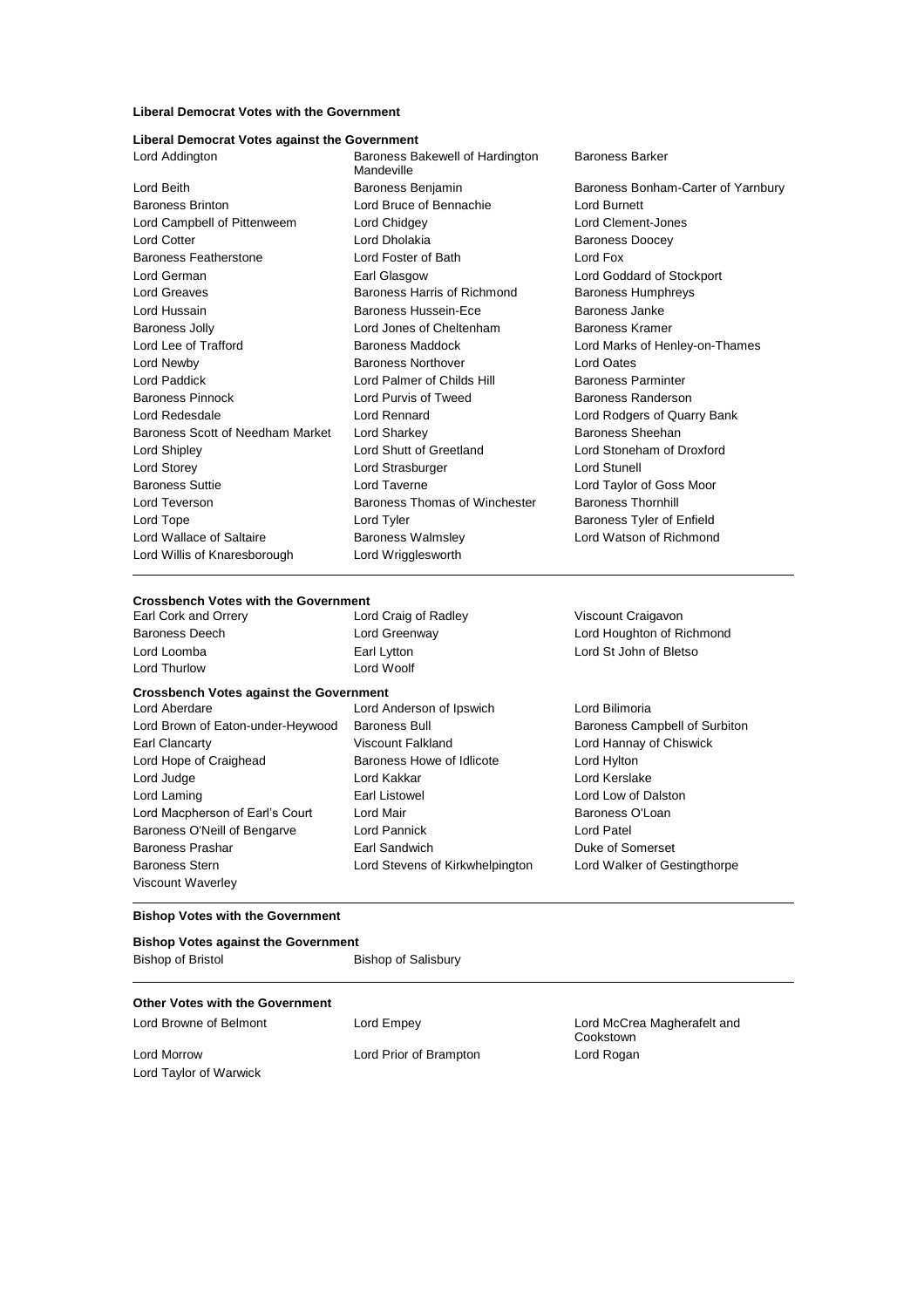**Liberal Democrat Votes with the Government**

**Liberal Democrat Votes against the Government**

Lord Addington, Baroness Bakewell of Hardington Mandeville, Baroness Barker, Lord Beith, Baroness Benjamin, Baroness Bonham-Carter of Yarnbury, Baroness Brinton, Lord Bruce of Bennachie, Lord Burnett, Lord Campbell of Pittenweem, Lord Chidgey, Lord Clement-Jones, Lord Cotter, Lord Dholakia, Baroness Doocey, Baroness Featherstone, Lord Foster of Bath, Lord Fox, Lord German, Earl Glasgow, Lord Goddard of Stockport, Lord Greaves, Baroness Harris of Richmond, Baroness Humphreys, Lord Hussain, Baroness Hussein-Ece, Baroness Janke, Baroness Jolly, Lord Jones of Cheltenham, Baroness Kramer, Lord Lee of Trafford, Baroness Maddock, Lord Marks of Henley-on-Thames, Lord Newby, Baroness Northover, Lord Oates, Lord Paddick, Lord Palmer of Childs Hill, Baroness Parminter, Baroness Pinnock, Lord Purvis of Tweed, Baroness Randerson, Lord Redesdale, Lord Rennard, Lord Rodgers of Quarry Bank, Baroness Scott of Needham Market, Lord Sharkey, Baroness Sheehan, Lord Shipley, Lord Shutt of Greetland, Lord Stoneham of Droxford, Lord Storey, Lord Strasburger, Lord Stunell, Baroness Suttie, Lord Taverne, Lord Taylor of Goss Moor, Lord Teverson, Baroness Thomas of Winchester, Baroness Thornhill, Lord Tope, Lord Tyler, Baroness Tyler of Enfield, Lord Wallace of Saltaire, Baroness Walmsley, Lord Watson of Richmond, Lord Willis of Knaresborough, Lord Wrigglesworth

---

**Crossbench Votes with the Government**

Earl Cork and Orrery, Lord Craig of Radley, Viscount Craigavon, Baroness Deech, Lord Greenway, Lord Houghton of Richmond, Lord Loomba, Earl Lytton, Lord St John of Bletso, Lord Thurlow, Lord Woolf

**Crossbench Votes against the Government**

Lord Aberdare, Lord Anderson of Ipswich, Lord Bilimoria, Lord Brown of Eaton-under-Heywood, Baroness Bull, Baroness Campbell of Surbiton, Earl Clancarty, Viscount Falkland, Lord Hannay of Chiswick, Lord Hope of Craighead, Baroness Howe of Idlicote, Lord Hylton, Lord Judge, Lord Kakkar, Lord Kerslake, Lord Laming, Earl Listowel, Lord Low of Dalston, Lord Macpherson of Earl's Court, Lord Mair, Baroness O'Loan, Baroness O'Neill of Bengarve, Lord Pannick, Lord Patel, Baroness Prashar, Earl Sandwich, Duke of Somerset, Baroness Stern, Lord Stevens of Kirkwhelpington, Lord Walker of Gestingthorpe, Viscount Waverley

---

**Bishop Votes with the Government**

**Bishop Votes against the Government**

Bishop of Bristol, Bishop of Salisbury

---

**Other Votes with the Government**

Lord Browne of Belmont, Lord Empey, Lord McCrea Magherafelt and Cookstown, Lord Morrow, Lord Prior of Brampton, Lord Rogan, Lord Taylor of Warwick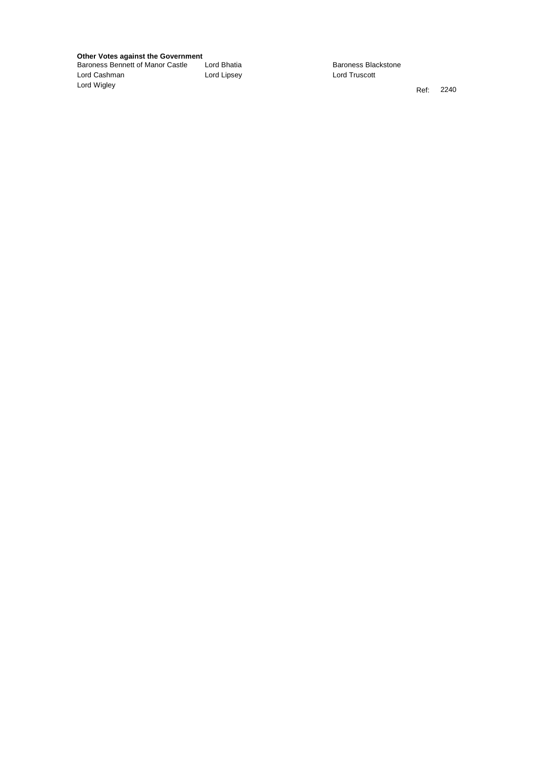**Other Votes against the Government**

| | | |
|---|---|---|
| Baroness Bennett of Manor Castle | Lord Bhatia | Baroness Blackstone |
| Lord Cashman | Lord Lipsey | Lord Truscott |
| Lord Wigley | | |

Ref: 2240